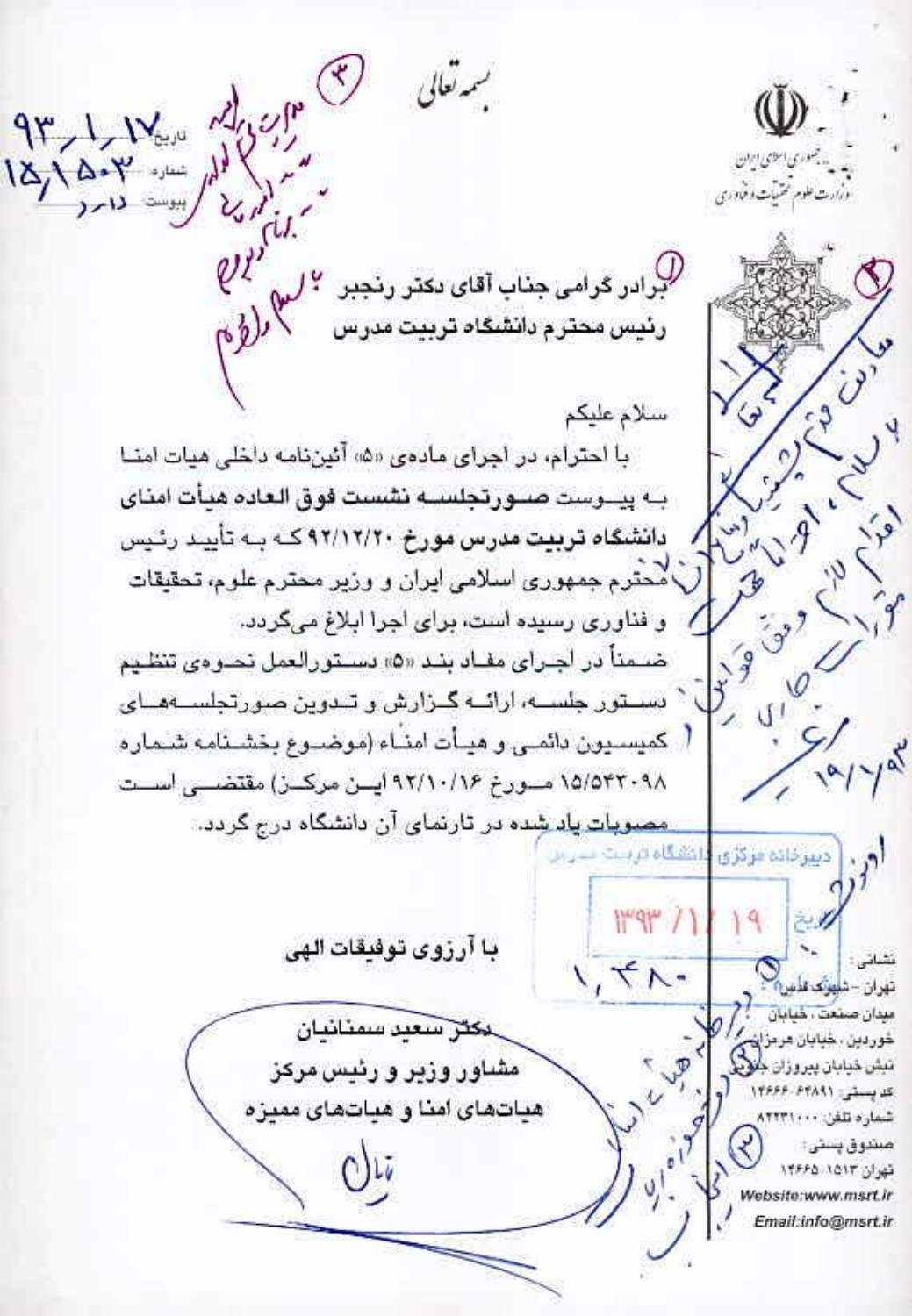بسمه تعالی

جمهوری اسلامی ایران
وزارت علوم تحقیقات و فناوری

تاریخ: ۹۳/۱/۱۷
شماره: ۱۵/۱۵۰۳
پیوست: دارد

برادر گرامی جناب آقای دکتر رنجبر
رئیس محترم دانشگاه تربیت مدرس

سلام علیکم

با احترام، در اجرای مادهی «۵» آئین‌نامه داخلی هیات امنا به پیوست **صورتجلسه نشست فوق العاده هیأت امنای دانشگاه تربیت مدرس مورخ ۹۲/۱۲/۲۰** که به تأیید رئیس محترم جمهوری اسلامی ایران و وزیر محترم علوم، تحقیقات و فناوری رسیده است، برای اجرا ابلاغ می‌گردد.

ضمناً در اجرای مفاد بند «۵» دستورالعمل نحوه‌ی تنظیم دستور جلسه، ارائه گزارش و تدوین صورتجلسه‌های کمیسیون دائمی و هیأت امناء (موضوع بخشنامه شماره ۱۵/۵۴۳۰۹۸ مورخ ۹۲/۱۰/۱۶ این مرکز) مقتضی است مصوبات یاد شده در تارنمای آن دانشگاه درج گردد.

**با آرزوی توفیقات الهی**

**دکتر سعید سمنانیان**
**مشاور وزیر و رئیس مرکز**
**هیات‌های امنا و هیات‌های ممیزه**

دبیرخانه مرکزی دانشگاه تربیت مدرس
تاریخ: ۱۳۹۳/۱/۱۹

نشانی: تهران – شهرک قدس – میدان صنعت، خیابان خوردین، خیابان هرمزان، نبش خیابان پیروزان جنوبی
کد پستی: ۶۳۸۹۱-۱۴۶۶۶
شماره تلفن: ۸۲۲۳۱۰۰۰
صندوق پستی: تهران ۱۵۱۳-۱۴۶۶۵
Website:www.msrt.ir
Email:info@msrt.ir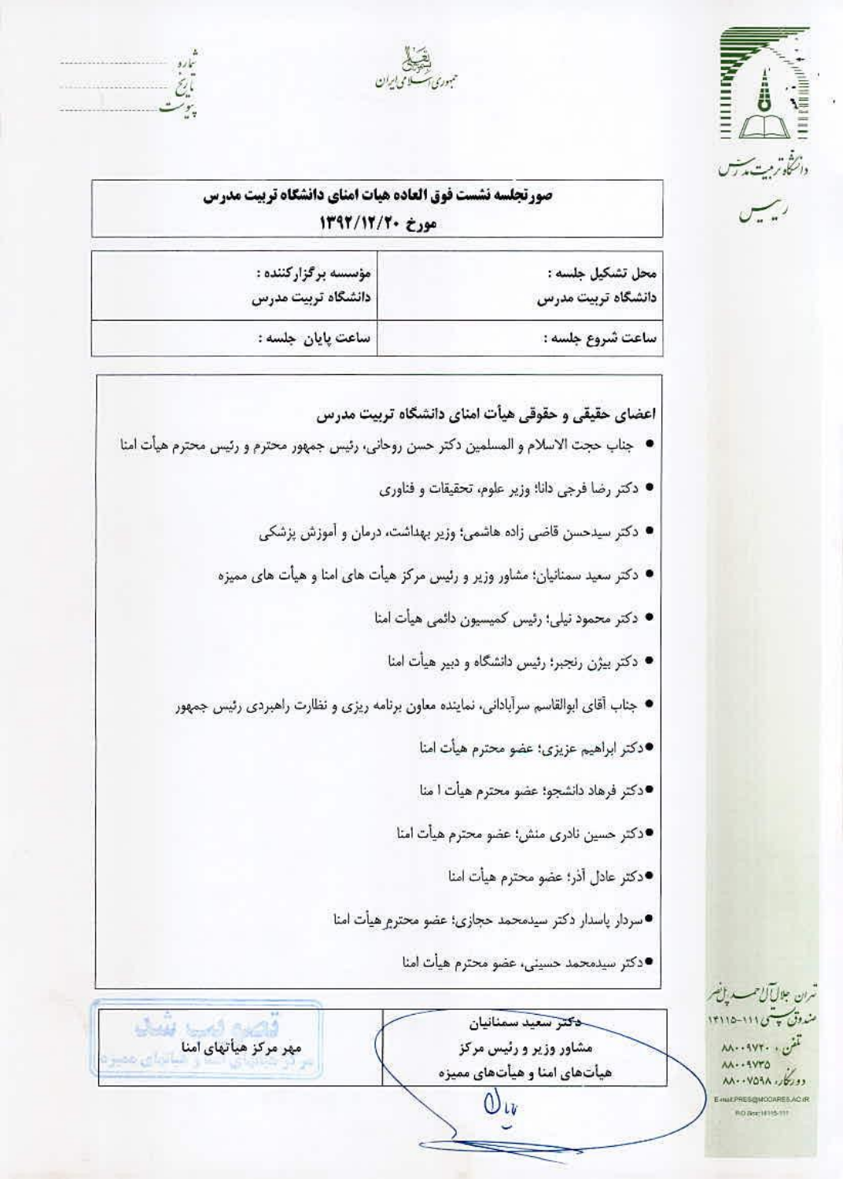شماره ..........
تاریخ ..........
پیوست ..........

جمهوری اسلامی ایران

دانشگاه تربیت مدرس
رییس

| صورتجلسه نشست فوق العاده هیات امنای دانشگاه تربیت مدرس |
|---|
| مورخ ۱۳۹۲/۱۲/۲۰ |

| محل تشکیل جلسه : دانشگاه تربیت مدرس | مؤسسه برگزارکننده : دانشگاه تربیت مدرس |
|---|---|
| ساعت شروع جلسه : | ساعت پایان جلسه : |

**اعضای حقیقی و حقوقی هیأت امنای دانشگاه تربیت مدرس**

- جناب حجت الاسلام و المسلمین دکتر حسن روحانی، رئیس جمهور محترم و رئیس محترم هیأت امنا
- دکتر رضا فرجی دانا؛ وزیر علوم، تحقیقات و فناوری
- دکتر سیدحسن قاضی زاده هاشمی؛ وزیر بهداشت، درمان و آموزش پزشکی
- دکتر سعید سمنانیان؛ مشاور وزیر و رئیس مرکز هیأت های امنا و هیأت های ممیزه
- دکتر محمود نیلی؛ رئیس کمیسیون دائمی هیأت امنا
- دکتر بیژن رنجبر؛ رئیس دانشگاه و دبیر هیأت امنا
- جناب آقای ابوالقاسم سرآبادانی، نماینده معاون برنامه ریزی و نظارت راهبردی رئیس جمهور
- دکتر ابراهیم عزیزی؛ عضو محترم هیأت امنا
- دکتر فرهاد دانشجو؛ عضو محترم هیأت امنا
- دکتر حسین نادری منش؛ عضو محترم هیأت امنا
- دکتر عادل آذر؛ عضو محترم هیأت امنا
- سردار پاسدار دکتر سیدمحمد حجازی؛ عضو محترم هیأت امنا
- دکتر سیدمحمد حسینی، عضو محترم هیأت امنا

| دکتر سعید سمنانیان<br>مشاور وزیر و رئیس مرکز<br>هیأت‌های امنا و هیأت‌های ممیزه | مهر مرکز هیأتهای امنا |
|---|---|

تهران جلال آل احمد پل نصر
صندوق پستی ۱۱۱-۱۴۱۱۵
تلفن ۸۸۰۰۹۷۲۰
۸۸۰۰۹۷۳۵
دورنگار ۸۸۰۰۷۵۹۸
E-mail:PRES@MODARES.AC.IR
P.O.Box:14115-111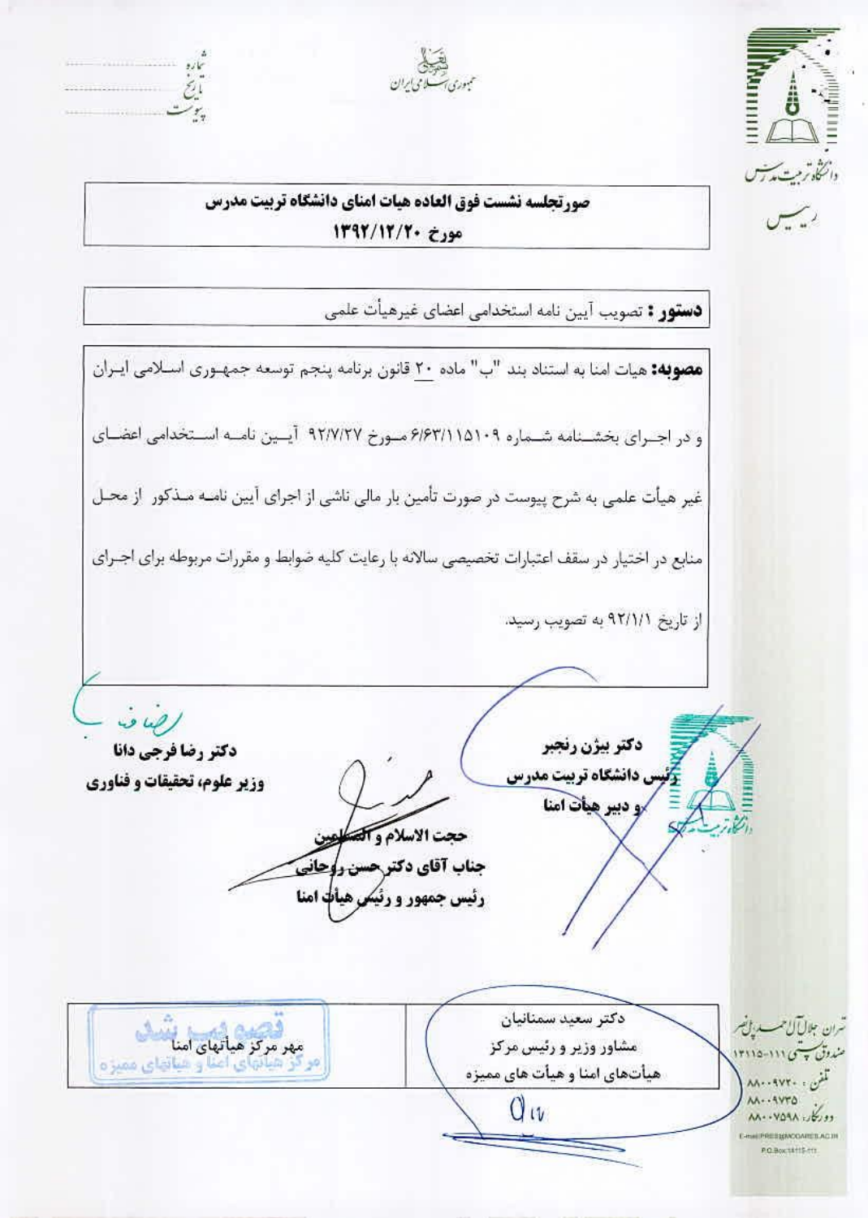شماره ..................
تاریخ ..................
پیوست ..................

جمهوری اسلامی ایران

دانشگاه تربیت مدرس

رییس

## صورتجلسه نشست فوق العاده هیات امنای دانشگاه تربیت مدرس
## مورخ ۱۳۹۲/۱۲/۲۰

**دستور :** تصویب آیین نامه استخدامی اعضای غیرهیأت علمی

**مصوبه:** هیات امنا به استناد بند "ب" ماده ۲۰ قانون برنامه پنجم توسعه جمهوری اسلامی ایران و در اجرای بخشنامه شماره ۶/۶۳/۱۱۵۱۰۹ مورخ ۹۲/۷/۲۷ آیین نامه استخدامی اعضای غیر هیأت علمی به شرح پیوست در صورت تأمین بار مالی ناشی از اجرای آیین نامه مذکور از محل منابع در اختیار در سقف اعتبارات تخصیصی سالانه با رعایت کلیه ضوابط و مقررات مربوطه برای اجرای از تاریخ ۹۲/۱/۱ به تصویب رسید.

**دکتر بیژن رنجبر**
رئیس دانشگاه تربیت مدرس
و دبیر هیأت امنا

**حجت الاسلام و المسلمین**
**جناب آقای دکتر حسن روحانی**
**رئیس جمهور و رئیس هیأت امنا**

**دکتر رضا فرجی دانا**
**وزیر علوم، تحقیقات و فناوری**

| دکتر سعید سمنانیان<br>مشاور وزیر و رئیس مرکز<br>هیأت‌های امنا و هیأت های ممیزه | مهر مرکز هیأتهای امنا |
| --- | --- |

تهران جلال آل احمد پل نصر
صندوق پستی ۱۱۱-۱۴۱۱۵
تلفن : ۸۸۰۰۹۷۲۰
۸۸۰۰۹۷۳۵
دورنگار: ۸۸۰۰۷۵۹۸
E-mail:PRESS@MODARES.AC.IR
P.O.Box:14115-111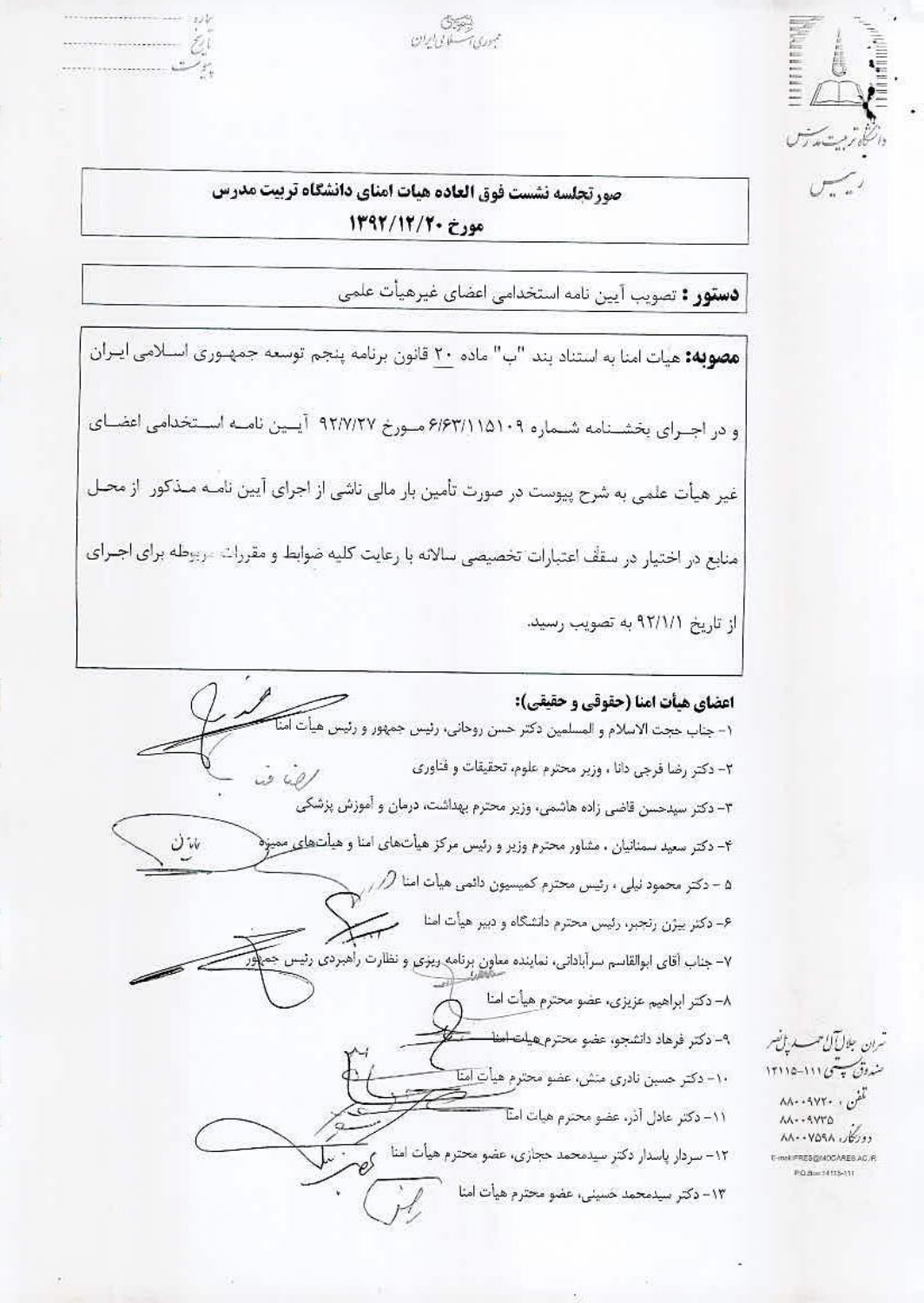جمهوری اسلامی ایران

دانشگاه تربیت مدرس

رئیس

شماره ..........
تاریخ ..........
پیوست ..........

## صورتجلسه نشست فوق العاده هیات امنای دانشگاه تربیت مدرس
## مورخ ۱۳۹۲/۱۲/۲۰

**دستور :** تصویب آیین نامه استخدامی اعضای غیرهیأت علمی

**مصوبه:** هیات امنا به استناد بند "ب" ماده ۲۰ قانون برنامه پنجم توسعه جمهوری اسلامی ایران و در اجرای بخشنامه شماره ۶/۶۳/۱۱۵۱۰۹ مورخ ۹۲/۷/۲۷ آیین نامه استخدامی اعضای غیر هیأت علمی به شرح پیوست در صورت تأمین بار مالی ناشی از اجرای آیین نامه مذکور از محل منابع در اختیار در سقف اعتبارات تخصیصی سالانه با رعایت کلیه ضوابط و مقررات مربوطه برای اجرای از تاریخ ۹۲/۱/۱ به تصویب رسید.

**اعضای هیأت امنا (حقوقی و حقیقی):**

۱- جناب حجت الاسلام و المسلمین دکتر حسن روحانی، رئیس جمهور و رئیس هیأت امنا
۲- دکتر رضا فرجی دانا ، وزیر محترم علوم، تحقیقات و فناوری
۳- دکتر سیدحسن قاضی زاده هاشمی، وزیر محترم بهداشت، درمان و آموزش پزشکی
۴- دکتر سعید سمنانیان ، مشاور محترم وزیر و رئیس مرکز هیأت‌های امنا و هیأت‌های ممیزه
۵ - دکتر محمود نیلی ، رئیس محترم کمیسیون دائمی هیأت امنا
۶- دکتر بیژن رنجبر، رئیس محترم دانشگاه و دبیر هیأت امنا
۷- جناب آقای ابوالقاسم سرآبادانی، نماینده معاون برنامه ریزی و نظارت راهبردی رئیس جمهور
۸- دکتر ابراهیم عزیزی، عضو محترم هیأت امنا
۹- دکتر فرهاد دانشجو، عضو محترم هیأت امنا
۱۰- دکتر حسین نادری منش، عضو محترم هیأت امنا
۱۱- دکتر عادل آذر، عضو محترم هیات امنا
۱۲- سردار پاسدار دکتر سیدمحمد حجازی، عضو محترم هیأت امنا
۱۳- دکتر سیدمحمد حسینی، عضو محترم هیأت امنا

تهران جلال آل احمد پل نصر
صندوق پستی ۱۱۱-۱۴۱۱۵
تلفن : ۸۸۰۰۹۷۲۰
۸۸۰۰۹۷۳۵
دورنگار: ۸۸۰۰۷۵۹۸
E-mail:PRES@MODARES.AC.IR
P.O.Box:14115-111